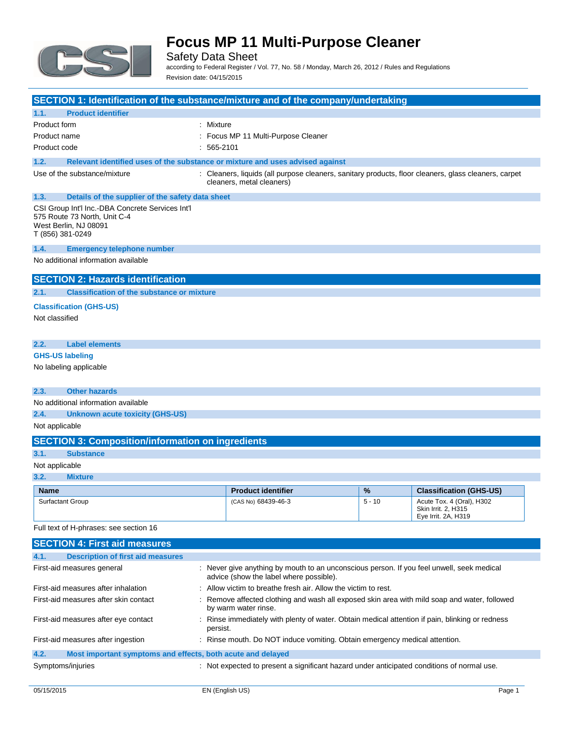# Focus MP 11 Multi-Purpose Cleaner

Safety Data Sheet

according to Federal Register / Vol. 77, No. 58 / Monday, March 26, 2012 / Rules and Regulations

Revision date: 04/15/2015

## SECTION 1: Identification of the substance/mixture and of the company/undertaking

### 1.1. Product identifier

| | |
|---|---|
| Product form | : Mixture |
| Product name | : Focus MP 11 Multi-Purpose Cleaner |
| Product code | : 565-2101 |

### 1.2. Relevant identified uses of the substance or mixture and uses advised against

| | |
|---|---|
| Use of the substance/mixture | : Cleaners, liquids (all purpose cleaners, sanitary products, floor cleaners, glass cleaners, carpet cleaners, metal cleaners) |

### 1.3. Details of the supplier of the safety data sheet

CSI Group Int'l Inc.-DBA Concrete Services Int'l
575 Route 73 North, Unit C-4
West Berlin, NJ 08091
T (856) 381-0249

### 1.4. Emergency telephone number

No additional information available

## SECTION 2: Hazards identification

### 2.1. Classification of the substance or mixture

**Classification (GHS-US)**

Not classified

### 2.2. Label elements

**GHS-US labeling**

No labeling applicable

### 2.3. Other hazards

No additional information available

### 2.4. Unknown acute toxicity (GHS-US)

Not applicable

## SECTION 3: Composition/information on ingredients

### 3.1. Substance

Not applicable

### 3.2. Mixture

| Name | Product identifier | % | Classification (GHS-US) |
|---|---|---|---|
| Surfactant Group | (CAS No) 68439-46-3 | 5 - 10 | Acute Tox. 4 (Oral), H302<br>Skin Irrit. 2, H315<br>Eye Irrit. 2A, H319 |

Full text of H-phrases: see section 16

## SECTION 4: First aid measures

### 4.1. Description of first aid measures

| | |
|---|---|
| First-aid measures general | : Never give anything by mouth to an unconscious person. If you feel unwell, seek medical advice (show the label where possible). |
| First-aid measures after inhalation | : Allow victim to breathe fresh air. Allow the victim to rest. |
| First-aid measures after skin contact | : Remove affected clothing and wash all exposed skin area with mild soap and water, followed by warm water rinse. |
| First-aid measures after eye contact | : Rinse immediately with plenty of water. Obtain medical attention if pain, blinking or redness persist. |
| First-aid measures after ingestion | : Rinse mouth. Do NOT induce vomiting. Obtain emergency medical attention. |

### 4.2. Most important symptoms and effects, both acute and delayed

| | |
|---|---|
| Symptoms/injuries | : Not expected to present a significant hazard under anticipated conditions of normal use. |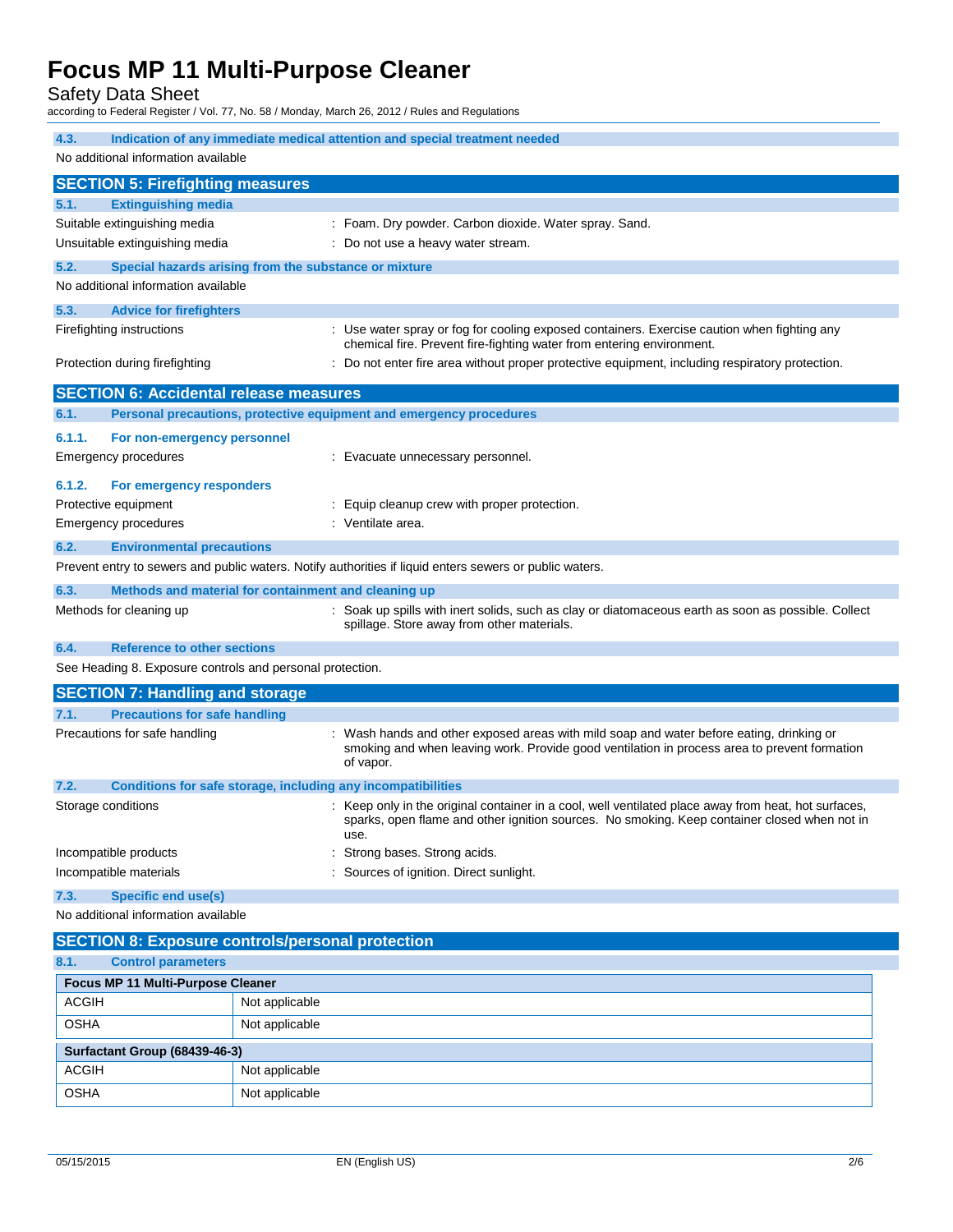### 4.3. Indication of any immediate medical attention and special treatment needed

No additional information available

## SECTION 5: Firefighting measures

### 5.1. Extinguishing media

Suitable extinguishing media : Foam. Dry powder. Carbon dioxide. Water spray. Sand.

Unsuitable extinguishing media : Do not use a heavy water stream.

### 5.2. Special hazards arising from the substance or mixture

No additional information available

### 5.3. Advice for firefighters

Firefighting instructions : Use water spray or fog for cooling exposed containers. Exercise caution when fighting any chemical fire. Prevent fire-fighting water from entering environment.

Protection during firefighting : Do not enter fire area without proper protective equipment, including respiratory protection.

## SECTION 6: Accidental release measures

### 6.1. Personal precautions, protective equipment and emergency procedures

#### 6.1.1. For non-emergency personnel

Emergency procedures : Evacuate unnecessary personnel.

#### 6.1.2. For emergency responders

Protective equipment : Equip cleanup crew with proper protection.

Emergency procedures : Ventilate area.

### 6.2. Environmental precautions

Prevent entry to sewers and public waters. Notify authorities if liquid enters sewers or public waters.

### 6.3. Methods and material for containment and cleaning up

Methods for cleaning up : Soak up spills with inert solids, such as clay or diatomaceous earth as soon as possible. Collect spillage. Store away from other materials.

### 6.4. Reference to other sections

See Heading 8. Exposure controls and personal protection.

## SECTION 7: Handling and storage

### 7.1. Precautions for safe handling

Precautions for safe handling : Wash hands and other exposed areas with mild soap and water before eating, drinking or smoking and when leaving work. Provide good ventilation in process area to prevent formation of vapor.

### 7.2. Conditions for safe storage, including any incompatibilities

Storage conditions : Keep only in the original container in a cool, well ventilated place away from heat, hot surfaces, sparks, open flame and other ignition sources. No smoking. Keep container closed when not in use.

Incompatible products : Strong bases. Strong acids.

Incompatible materials : Sources of ignition. Direct sunlight.

### 7.3. Specific end use(s)

No additional information available

## SECTION 8: Exposure controls/personal protection

### 8.1. Control parameters

| Focus MP 11 Multi-Purpose Cleaner | |
|---|---|
| ACGIH | Not applicable |
| OSHA | Not applicable |

| Surfactant Group (68439-46-3) | |
|---|---|
| ACGIH | Not applicable |
| OSHA | Not applicable |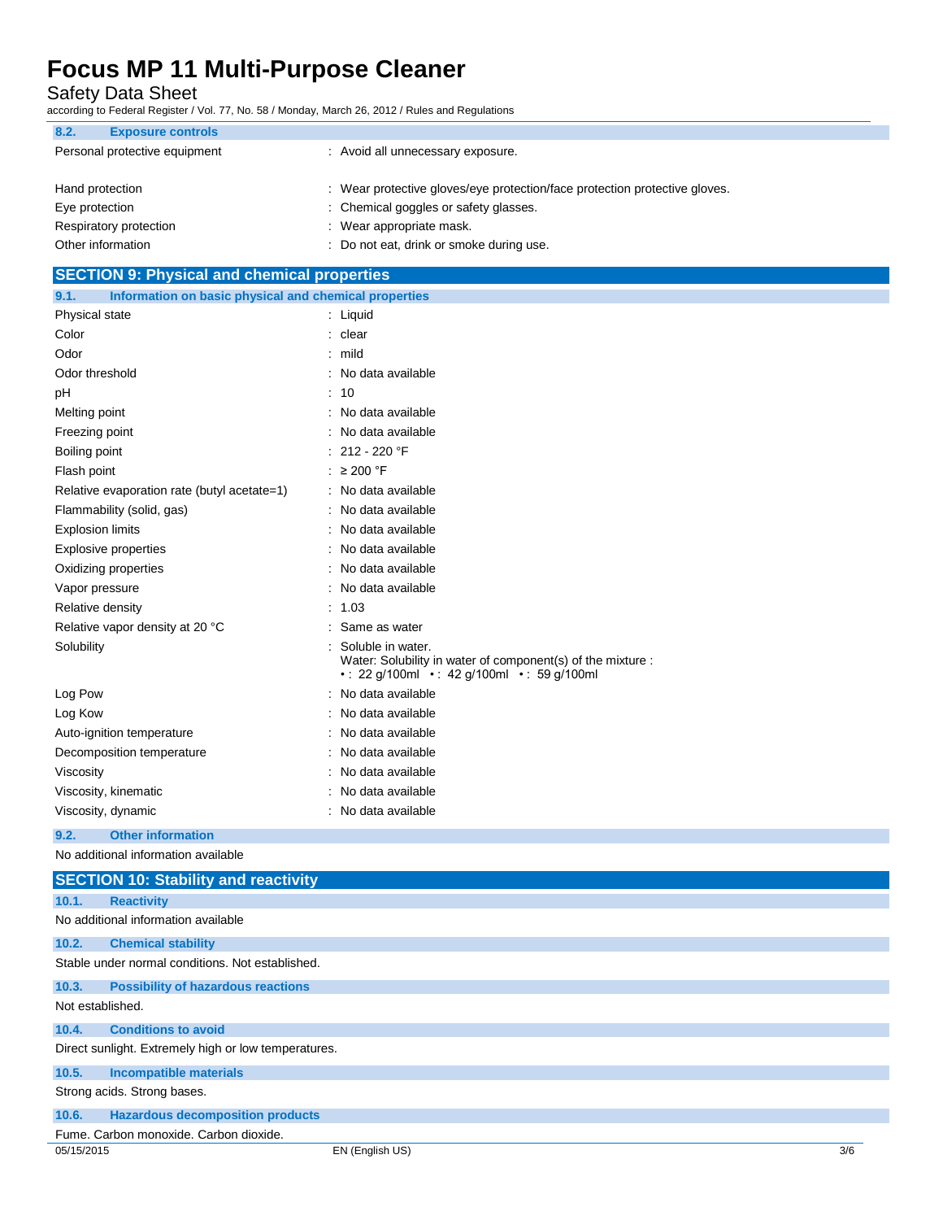### 8.2. Exposure controls

| | |
|---|---|
| Personal protective equipment | : Avoid all unnecessary exposure. |
| Hand protection | : Wear protective gloves/eye protection/face protection protective gloves. |
| Eye protection | : Chemical goggles or safety glasses. |
| Respiratory protection | : Wear appropriate mask. |
| Other information | : Do not eat, drink or smoke during use. |

## SECTION 9: Physical and chemical properties

### 9.1. Information on basic physical and chemical properties

| | |
|---|---|
| Physical state | : Liquid |
| Color | : clear |
| Odor | : mild |
| Odor threshold | : No data available |
| pH | : 10 |
| Melting point | : No data available |
| Freezing point | : No data available |
| Boiling point | : 212 - 220 °F |
| Flash point | : ≥ 200 °F |
| Relative evaporation rate (butyl acetate=1) | : No data available |
| Flammability (solid, gas) | : No data available |
| Explosion limits | : No data available |
| Explosive properties | : No data available |
| Oxidizing properties | : No data available |
| Vapor pressure | : No data available |
| Relative density | : 1.03 |
| Relative vapor density at 20 °C | : Same as water |
| Solubility | : Soluble in water. Water: Solubility in water of component(s) of the mixture : • : 22 g/100ml • : 42 g/100ml • : 59 g/100ml |
| Log Pow | : No data available |
| Log Kow | : No data available |
| Auto-ignition temperature | : No data available |
| Decomposition temperature | : No data available |
| Viscosity | : No data available |
| Viscosity, kinematic | : No data available |
| Viscosity, dynamic | : No data available |

### 9.2. Other information

No additional information available

## SECTION 10: Stability and reactivity

### 10.1. Reactivity

No additional information available

### 10.2. Chemical stability

Stable under normal conditions. Not established.

### 10.3. Possibility of hazardous reactions

Not established.

### 10.4. Conditions to avoid

Direct sunlight. Extremely high or low temperatures.

### 10.5. Incompatible materials

Strong acids. Strong bases.

### 10.6. Hazardous decomposition products

Fume. Carbon monoxide. Carbon dioxide.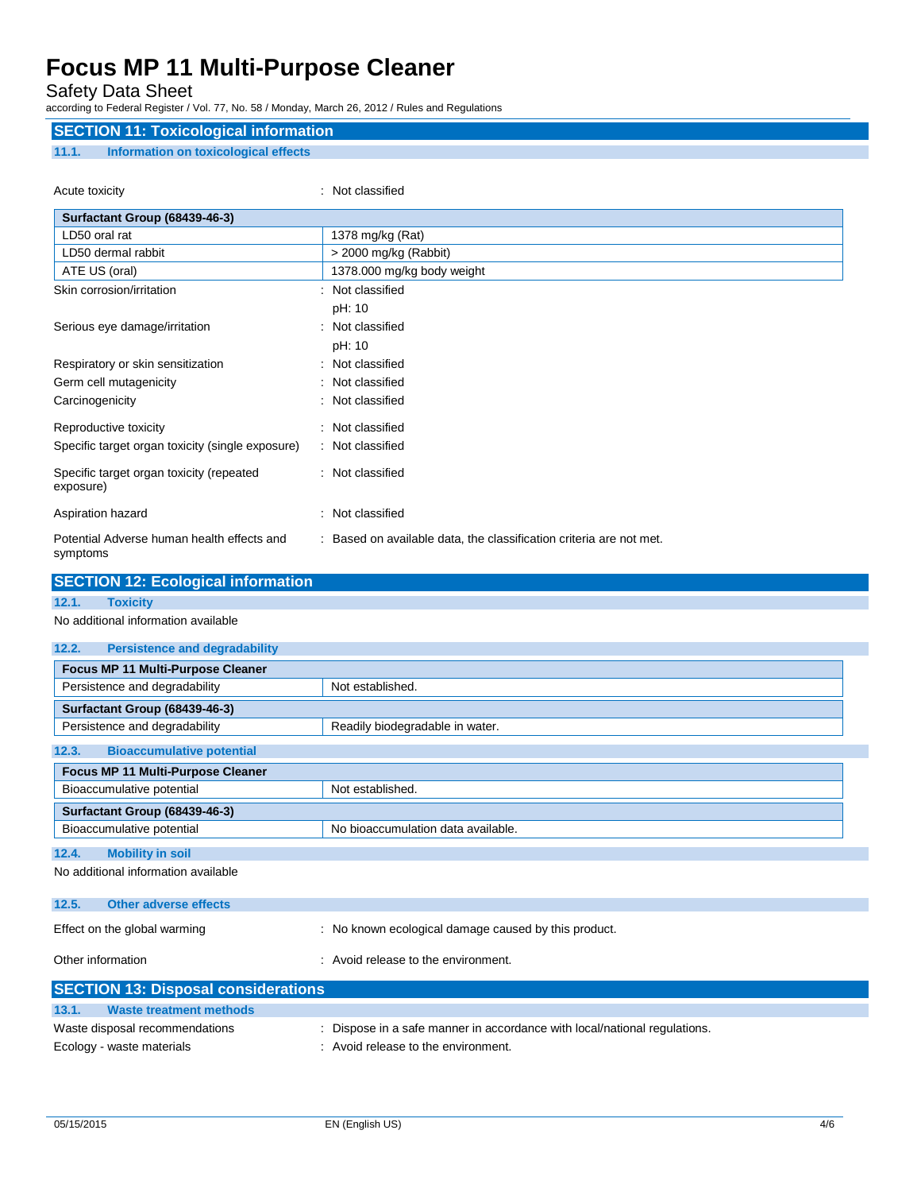## SECTION 11: Toxicological information

### 11.1. Information on toxicological effects

Acute toxicity : Not classified

| Surfactant Group (68439-46-3) | |
|---|---|
| LD50 oral rat | 1378 mg/kg (Rat) |
| LD50 dermal rabbit | > 2000 mg/kg (Rabbit) |
| ATE US (oral) | 1378.000 mg/kg body weight |

Skin corrosion/irritation : Not classified
pH: 10

Serious eye damage/irritation : Not classified
pH: 10

Respiratory or skin sensitization : Not classified

Germ cell mutagenicity : Not classified

Carcinogenicity : Not classified

Reproductive toxicity : Not classified

Specific target organ toxicity (single exposure) : Not classified

Specific target organ toxicity (repeated exposure) : Not classified

Aspiration hazard : Not classified

Potential Adverse human health effects and symptoms : Based on available data, the classification criteria are not met.

## SECTION 12: Ecological information

### 12.1. Toxicity

No additional information available

### 12.2. Persistence and degradability

| Focus MP 11 Multi-Purpose Cleaner | |
|---|---|
| Persistence and degradability | Not established. |
| **Surfactant Group (68439-46-3)** | |
| Persistence and degradability | Readily biodegradable in water. |

### 12.3. Bioaccumulative potential

| Focus MP 11 Multi-Purpose Cleaner | |
|---|---|
| Bioaccumulative potential | Not established. |
| **Surfactant Group (68439-46-3)** | |
| Bioaccumulative potential | No bioaccumulation data available. |

### 12.4. Mobility in soil

No additional information available

### 12.5. Other adverse effects

Effect on the global warming : No known ecological damage caused by this product.

Other information : Avoid release to the environment.

## SECTION 13: Disposal considerations

### 13.1. Waste treatment methods

Waste disposal recommendations : Dispose in a safe manner in accordance with local/national regulations.

Ecology - waste materials : Avoid release to the environment.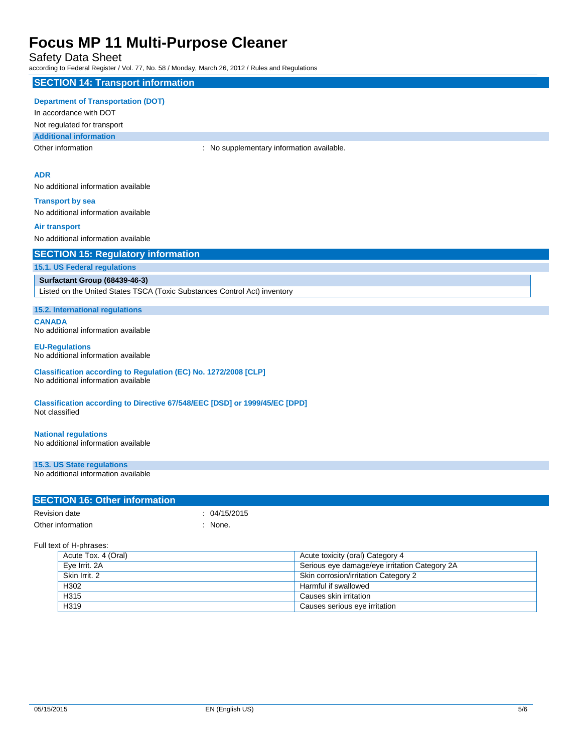## SECTION 14: Transport information

**Department of Transportation (DOT)**

In accordance with DOT

Not regulated for transport

**Additional information**

Other information : No supplementary information available.

**ADR**

No additional information available

**Transport by sea**

No additional information available

**Air transport**

No additional information available

## SECTION 15: Regulatory information

### 15.1. US Federal regulations

| Surfactant Group (68439-46-3) |
|---|
| Listed on the United States TSCA (Toxic Substances Control Act) inventory |

### 15.2. International regulations

**CANADA**

No additional information available

**EU-Regulations**

No additional information available

**Classification according to Regulation (EC) No. 1272/2008 [CLP]**

No additional information available

**Classification according to Directive 67/548/EEC [DSD] or 1999/45/EC [DPD]**

Not classified

**National regulations**

No additional information available

### 15.3. US State regulations

No additional information available

## SECTION 16: Other information

Revision date : 04/15/2015

Other information : None.

Full text of H-phrases:

| | |
|---|---|
| Acute Tox. 4 (Oral) | Acute toxicity (oral) Category 4 |
| Eye Irrit. 2A | Serious eye damage/eye irritation Category 2A |
| Skin Irrit. 2 | Skin corrosion/irritation Category 2 |
| H302 | Harmful if swallowed |
| H315 | Causes skin irritation |
| H319 | Causes serious eye irritation |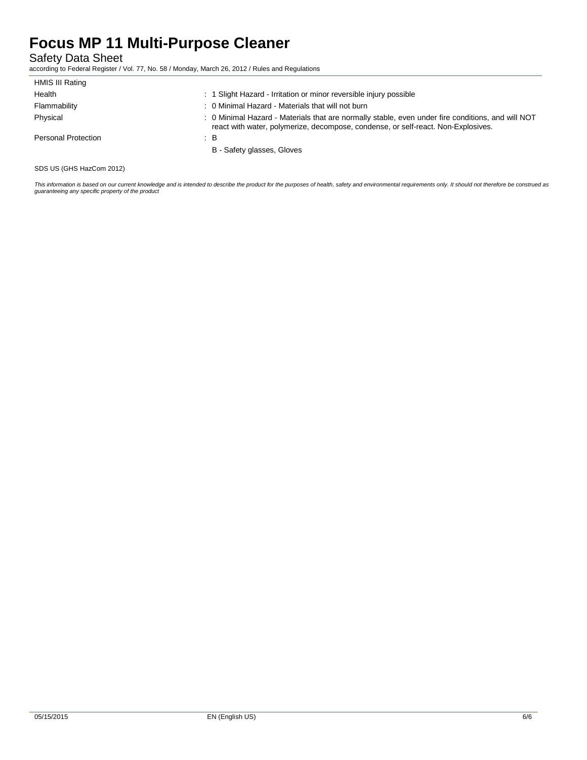| | |
|---|---|
| HMIS III Rating | |
| Health | : 1 Slight Hazard - Irritation or minor reversible injury possible |
| Flammability | : 0 Minimal Hazard - Materials that will not burn |
| Physical | : 0 Minimal Hazard - Materials that are normally stable, even under fire conditions, and will NOT react with water, polymerize, decompose, condense, or self-react. Non-Explosives. |
| Personal Protection | : B<br>B - Safety glasses, Gloves |

SDS US (GHS HazCom 2012)

*This information is based on our current knowledge and is intended to describe the product for the purposes of health, safety and environmental requirements only. It should not therefore be construed as guaranteeing any specific property of the product*